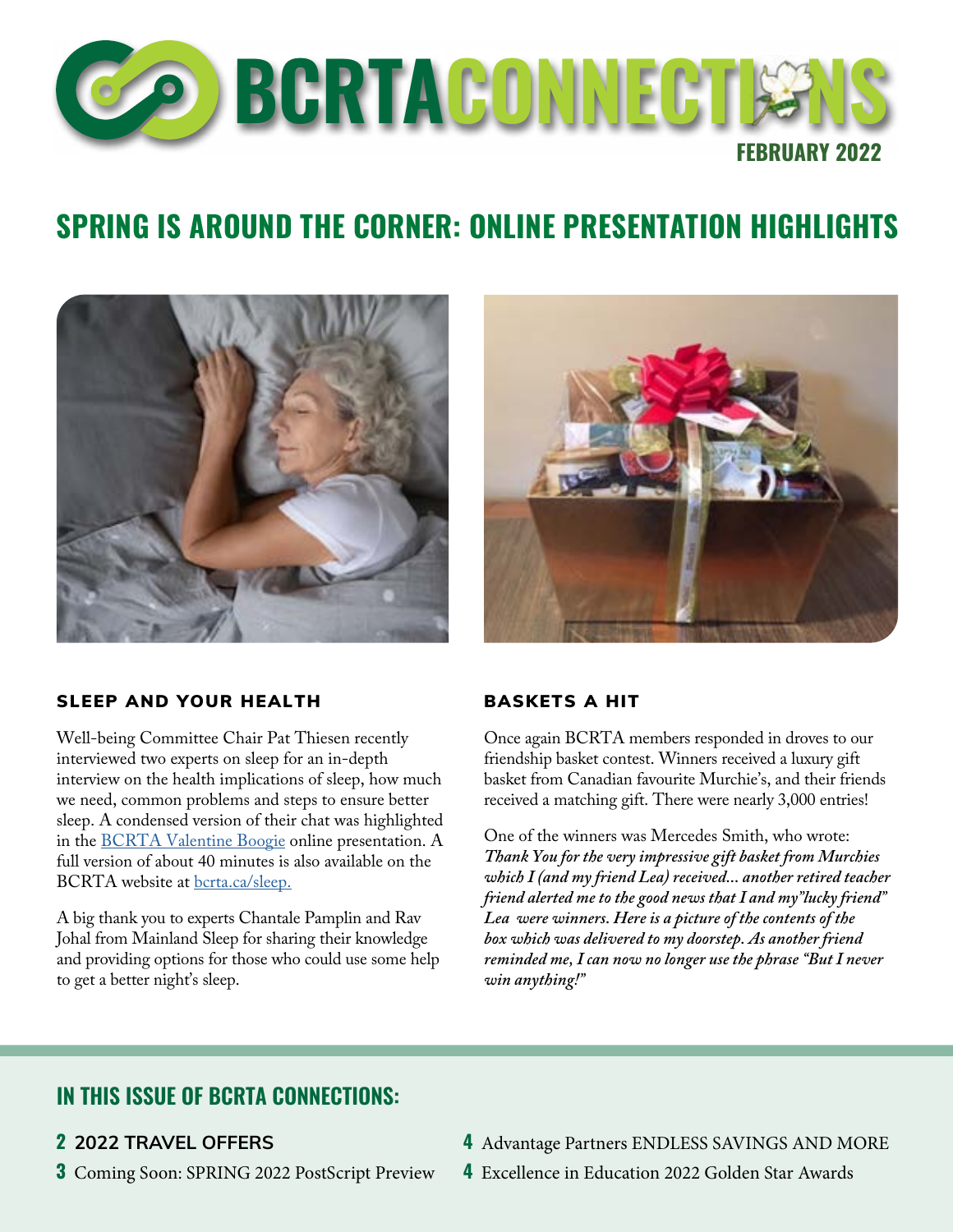# BCRTA CONNECTIONS

FEBRUARY 2022

## SPRING IS AROUND THE CORNER: ONLINE PRESENTATION HIGHLIGHTS

### SLEEP AND YOUR HEALTH

Well-being Committee Chair Pat Thiesen recently interviewed two experts on sleep for an in-depth interview on the health implications of sleep, how much we need, common problems and steps to ensure better sleep. A condensed version of their chat was highlighted in the BCRTA Valentine Boogie online presentation. A full version of about 40 minutes is also available on the BCRTA website at bcrta.ca/sleep.

A big thank you to experts Chantale Pamplin and Rav Johal from Mainland Sleep for sharing their knowledge and providing options for those who could use some help to get a better night's sleep.

### BASKETS A HIT

Once again BCRTA members responded in droves to our friendship basket contest. Winners received a luxury gift basket from Canadian favourite Murchie's, and their friends received a matching gift. There were nearly 3,000 entries!

One of the winners was Mercedes Smith, who wrote: ***Thank You for the very impressive gift basket from Murchies which I (and my friend Lea) received... another retired teacher friend alerted me to the good news that I and my"lucky friend" Lea were winners. Here is a picture of the contents of the box which was delivered to my doorstep. As another friend reminded me, I can now no longer use the phrase "But I never win anything!"***

## IN THIS ISSUE OF BCRTA CONNECTIONS:

- **2** **2022 TRAVEL OFFERS**
- **3** Coming Soon: SPRING 2022 PostScript Preview
- **4** Advantage Partners ENDLESS SAVINGS AND MORE
- **4** Excellence in Education 2022 Golden Star Awards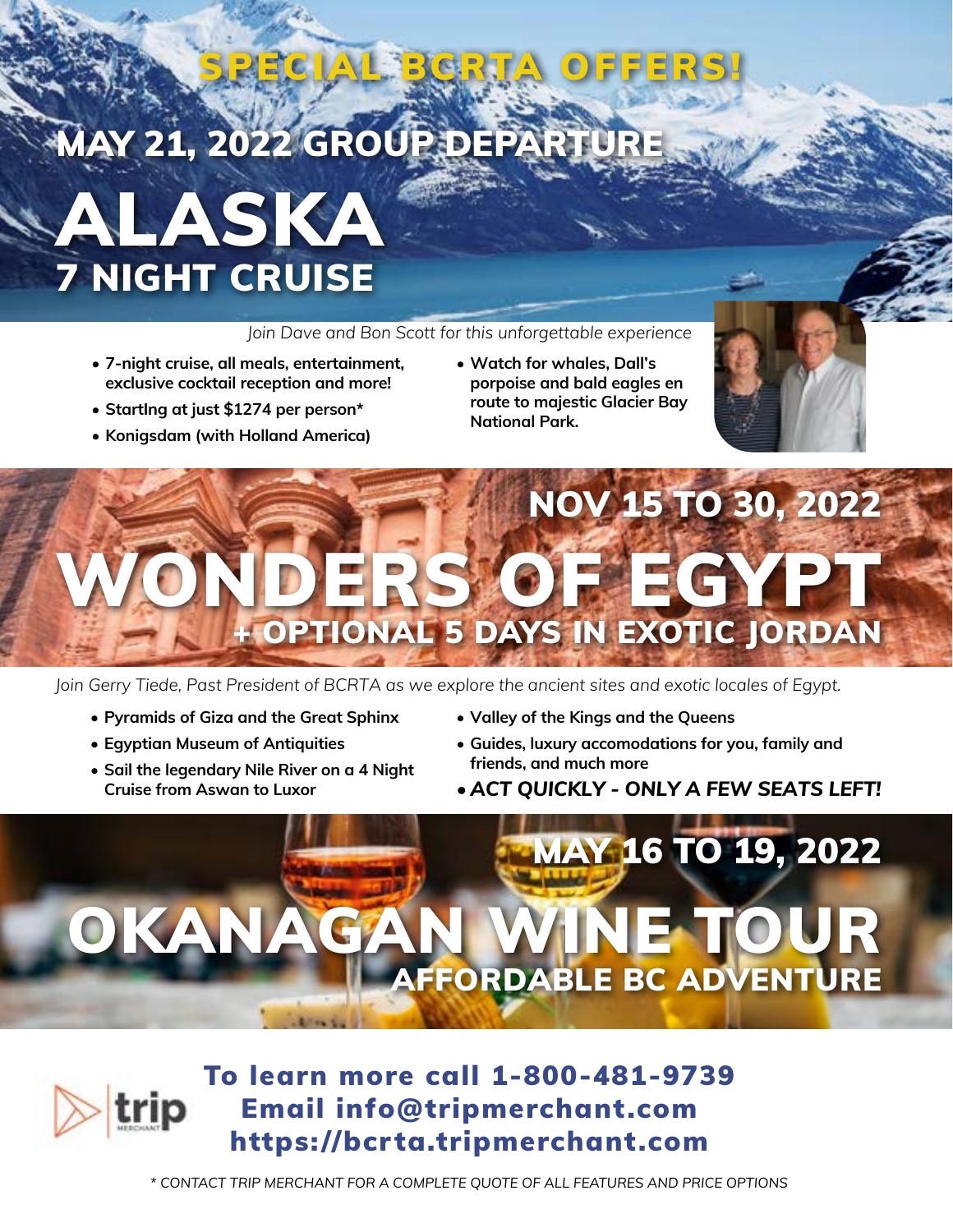# SPECIAL BCRTA OFFERS!

## MAY 21, 2022 GROUP DEPARTURE

# ALASKA

## 7 NIGHT CRUISE

*Join Dave and Bon Scott for this unforgettable experience*

- **7-night cruise, all meals, entertainment, exclusive cocktail reception and more!**
- **StartIng at just $1274 per person***
- **Konigsdam (with Holland America)**
- **Watch for whales, Dall's porpoise and bald eagles en route to majestic Glacier Bay National Park.**

## NOV 15 TO 30, 2022

# WONDERS OF EGYPT

## + OPTIONAL 5 DAYS IN EXOTIC JORDAN

*Join Gerry Tiede, Past President of BCRTA as we explore the ancient sites and exotic locales of Egypt.*

- **Pyramids of Giza and the Great Sphinx**
- **Egyptian Museum of Antiquities**
- **Sail the legendary Nile River on a 4 Night Cruise from Aswan to Luxor**
- **Valley of the Kings and the Queens**
- **Guides, luxury accomodations for you, family and friends, and much more**
- ***ACT QUICKLY - ONLY A FEW SEATS LEFT!***

## MAY 16 TO 19, 2022

# OKANAGAN WINE TOUR

## AFFORDABLE BC ADVENTURE

**To learn more call 1-800-481-9739**
**Email info@tripmerchant.com**
**https://bcrta.tripmerchant.com**

\* CONTACT TRIP MERCHANT FOR A COMPLETE QUOTE OF ALL FEATURES AND PRICE OPTIONS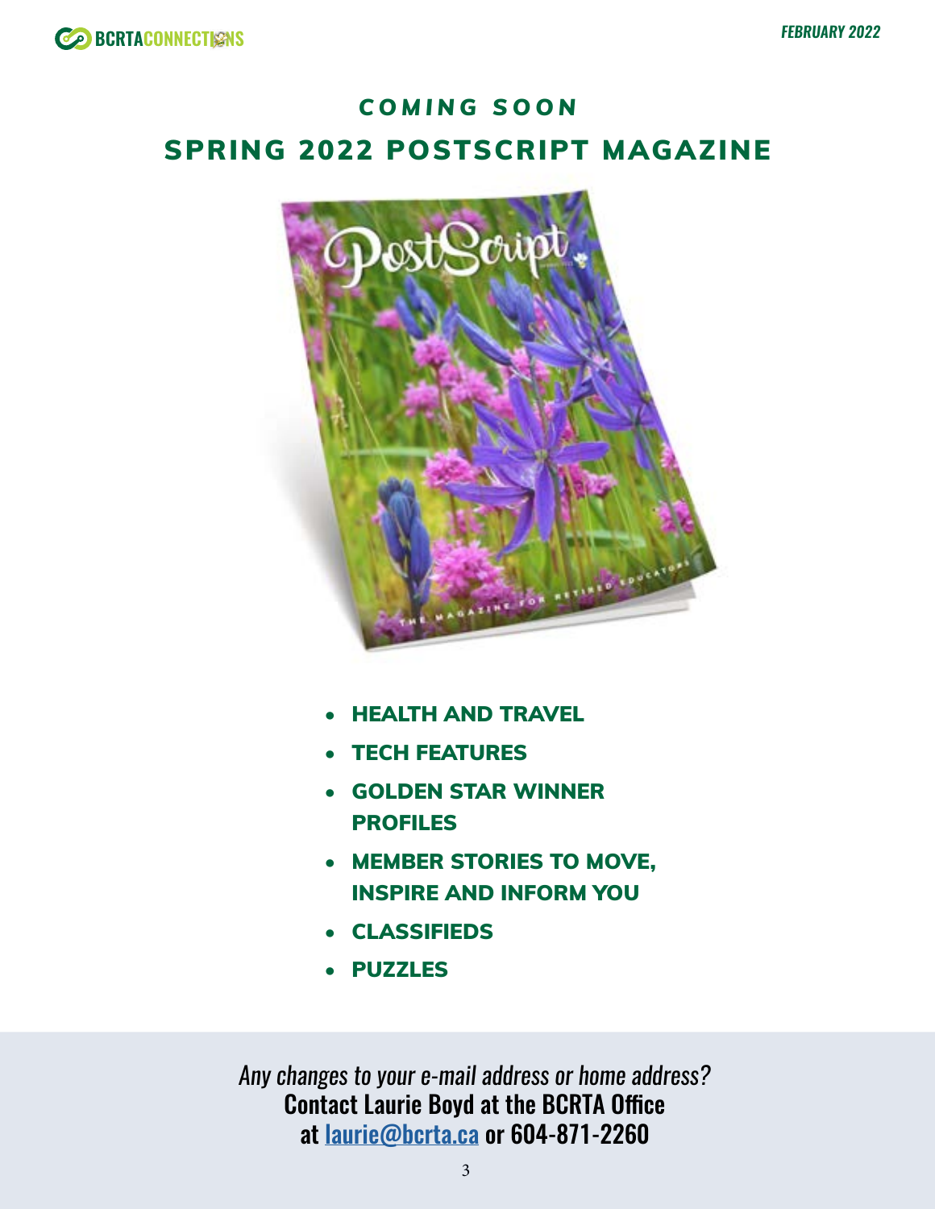## COMING SOON

# SPRING 2022 POSTSCRIPT MAGAZINE

- **HEALTH AND TRAVEL**
- **TECH FEATURES**
- **GOLDEN STAR WINNER PROFILES**
- **MEMBER STORIES TO MOVE, INSPIRE AND INFORM YOU**
- **CLASSIFIEDS**
- **PUZZLES**

*Any changes to your e-mail address or home address?*
**Contact Laurie Boyd at the BCRTA Office at laurie@bcrta.ca or 604-871-2260**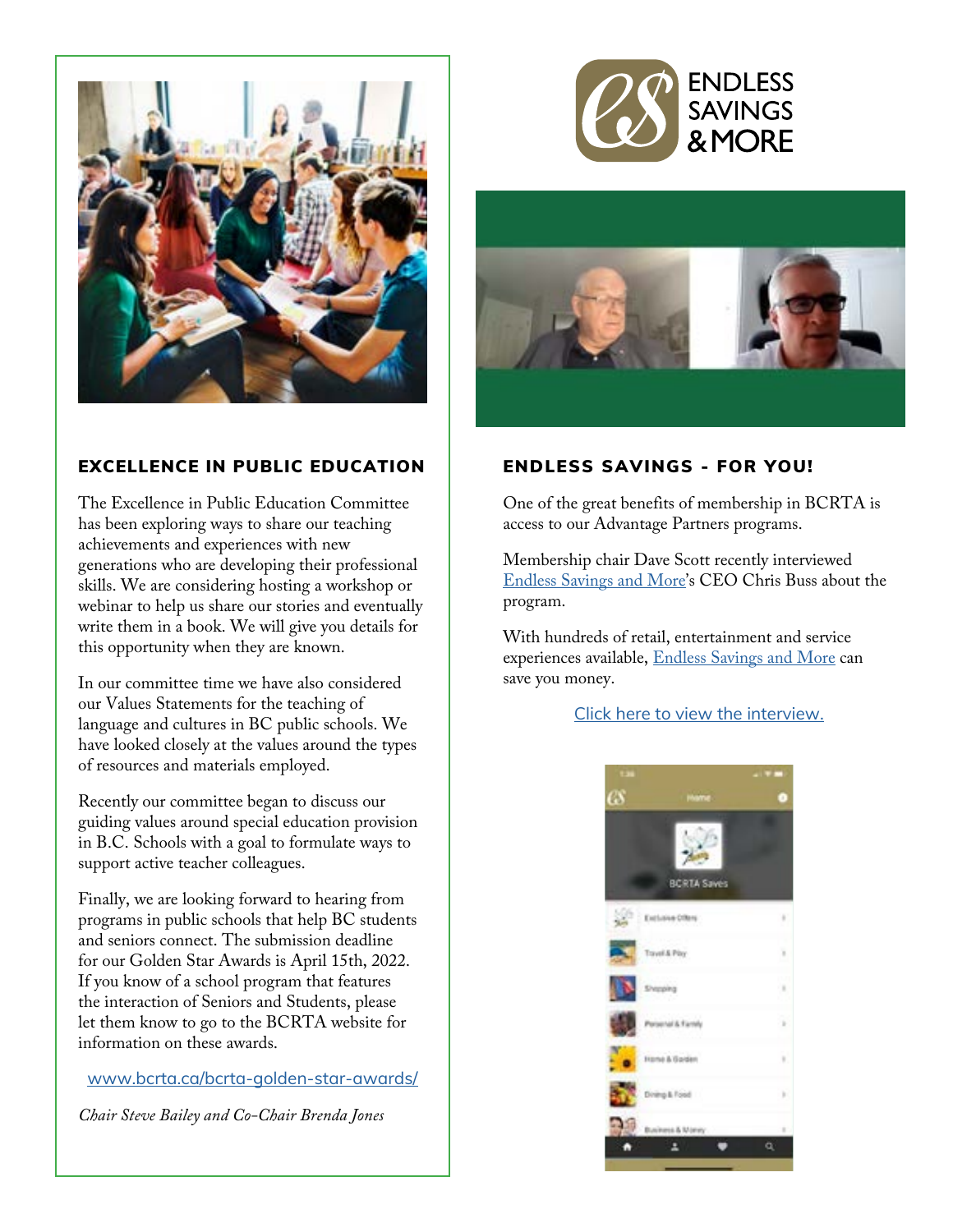## EXCELLENCE IN PUBLIC EDUCATION

The Excellence in Public Education Committee has been exploring ways to share our teaching achievements and experiences with new generations who are developing their professional skills. We are considering hosting a workshop or webinar to help us share our stories and eventually write them in a book. We will give you details for this opportunity when they are known.

In our committee time we have also considered our Values Statements for the teaching of language and cultures in BC public schools. We have looked closely at the values around the types of resources and materials employed.

Recently our committee began to discuss our guiding values around special education provision in B.C. Schools with a goal to formulate ways to support active teacher colleagues.

Finally, we are looking forward to hearing from programs in public schools that help BC students and seniors connect. The submission deadline for our Golden Star Awards is April 15th, 2022. If you know of a school program that features the interaction of Seniors and Students, please let them know to go to the BCRTA website for information on these awards.

www.bcrta.ca/bcrta-golden-star-awards/

*Chair Steve Bailey and Co-Chair Brenda Jones*

ENDLESS SAVINGS & MORE

## ENDLESS SAVINGS - FOR YOU!

One of the great benefits of membership in BCRTA is access to our Advantage Partners programs.

Membership chair Dave Scott recently interviewed Endless Savings and More's CEO Chris Buss about the program.

With hundreds of retail, entertainment and service experiences available, Endless Savings and More can save you money.

Click here to view the interview.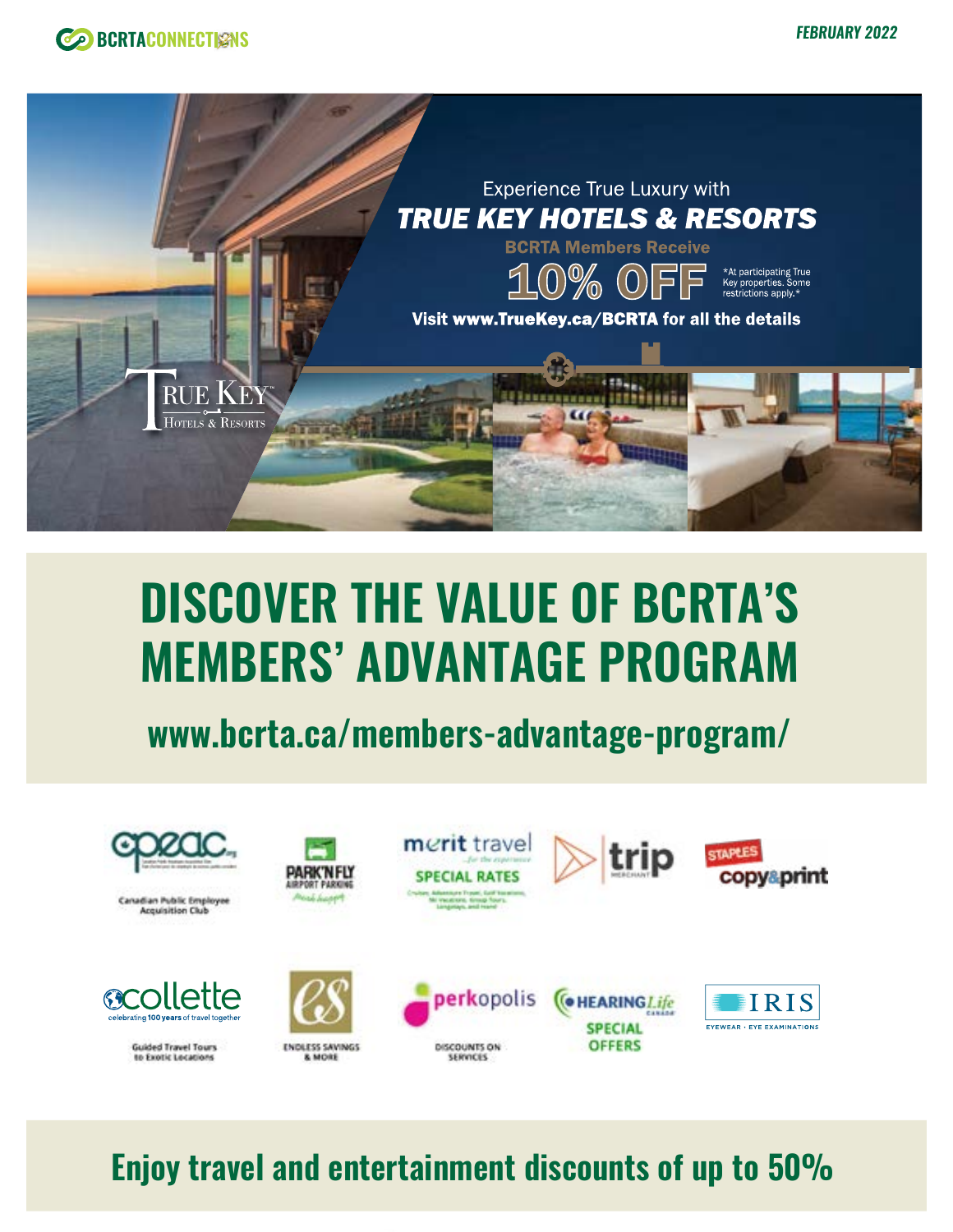Experience True Luxury with

**TRUE KEY HOTELS & RESORTS**

BCRTA Members Receive

**10% OFF**

*At participating True Key properties. Some restrictions apply.*

**Visit www.TrueKey.ca/BCRTA for all the details**

TRUE KEY™ HOTELS & RESORTS

# DISCOVER THE VALUE OF BCRTA'S MEMBERS' ADVANTAGE PROGRAM

## www.bcrta.ca/members-advantage-program/

cpeac.org — Canadian Public Employee Acquisition Club

PARK'N FLY AIRPORT PARKING

merit travel — SPECIAL RATES — Cruises, Adventure Travel, Golf Vacations, Ski Vacations, Group Tours, Longstays, and more!

trip MERCHANT

STAPLES copy&print

collette — celebrating 100 years of travel together — Guided Travel Tours to Exotic Locations

ENDLESS SAVINGS & MORE

perkopolis — DISCOUNTS ON SERVICES

HEARING Life CANADA — SPECIAL OFFERS

IRIS — EYEWEAR • EYE EXAMINATIONS

**Enjoy travel and entertainment discounts of up to 50%**